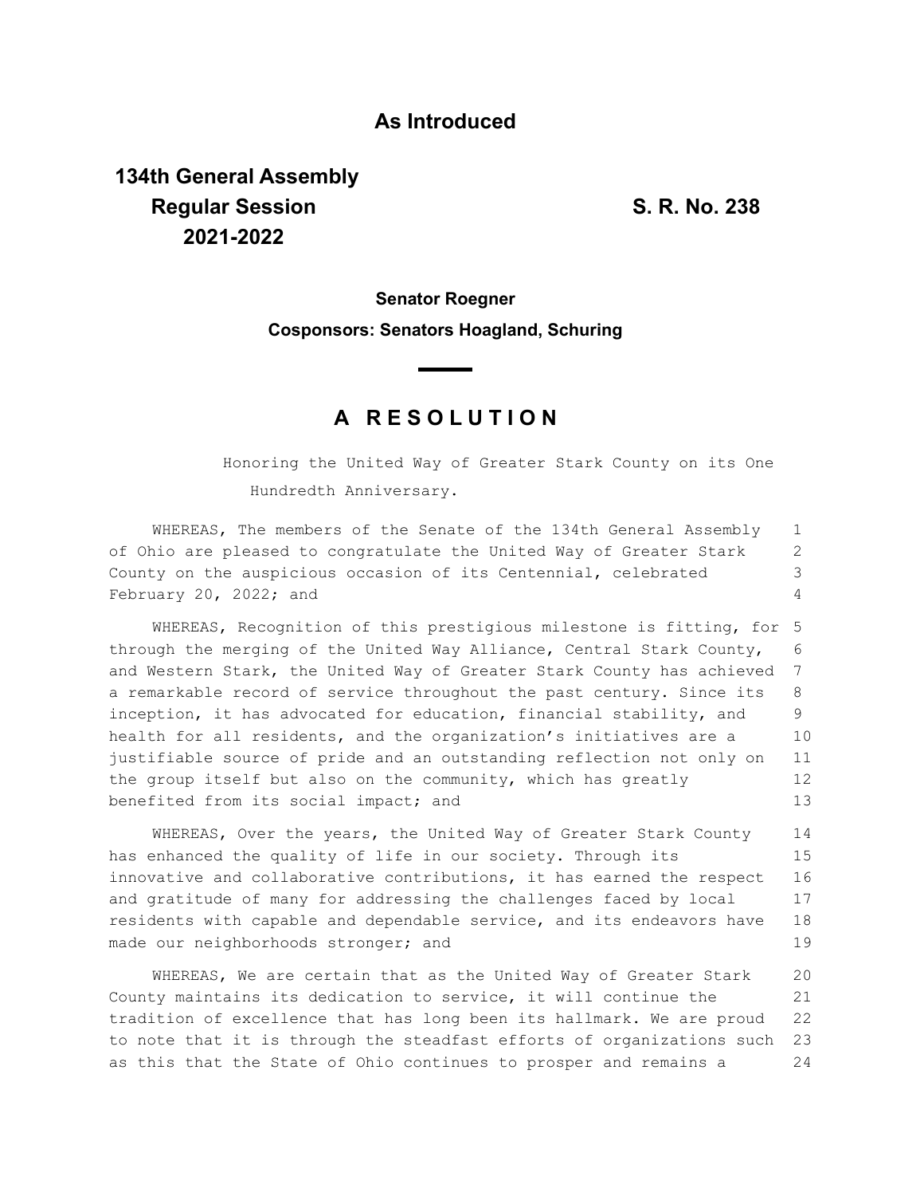**As Introduced**

**134th General Assembly**
**Regular Session**
**2021-2022**

**S. R. No. 238**

**Senator Roegner**

**Cosponsors: Senators Hoagland, Schuring**

## A RESOLUTION

Honoring the United Way of Greater Stark County on its One Hundredth Anniversary.

WHEREAS, The members of the Senate of the 134th General Assembly of Ohio are pleased to congratulate the United Way of Greater Stark County on the auspicious occasion of its Centennial, celebrated February 20, 2022; and

WHEREAS, Recognition of this prestigious milestone is fitting, for through the merging of the United Way Alliance, Central Stark County, and Western Stark, the United Way of Greater Stark County has achieved a remarkable record of service throughout the past century. Since its inception, it has advocated for education, financial stability, and health for all residents, and the organization's initiatives are a justifiable source of pride and an outstanding reflection not only on the group itself but also on the community, which has greatly benefited from its social impact; and

WHEREAS, Over the years, the United Way of Greater Stark County has enhanced the quality of life in our society. Through its innovative and collaborative contributions, it has earned the respect and gratitude of many for addressing the challenges faced by local residents with capable and dependable service, and its endeavors have made our neighborhoods stronger; and

WHEREAS, We are certain that as the United Way of Greater Stark County maintains its dedication to service, it will continue the tradition of excellence that has long been its hallmark. We are proud to note that it is through the steadfast efforts of organizations such as this that the State of Ohio continues to prosper and remains a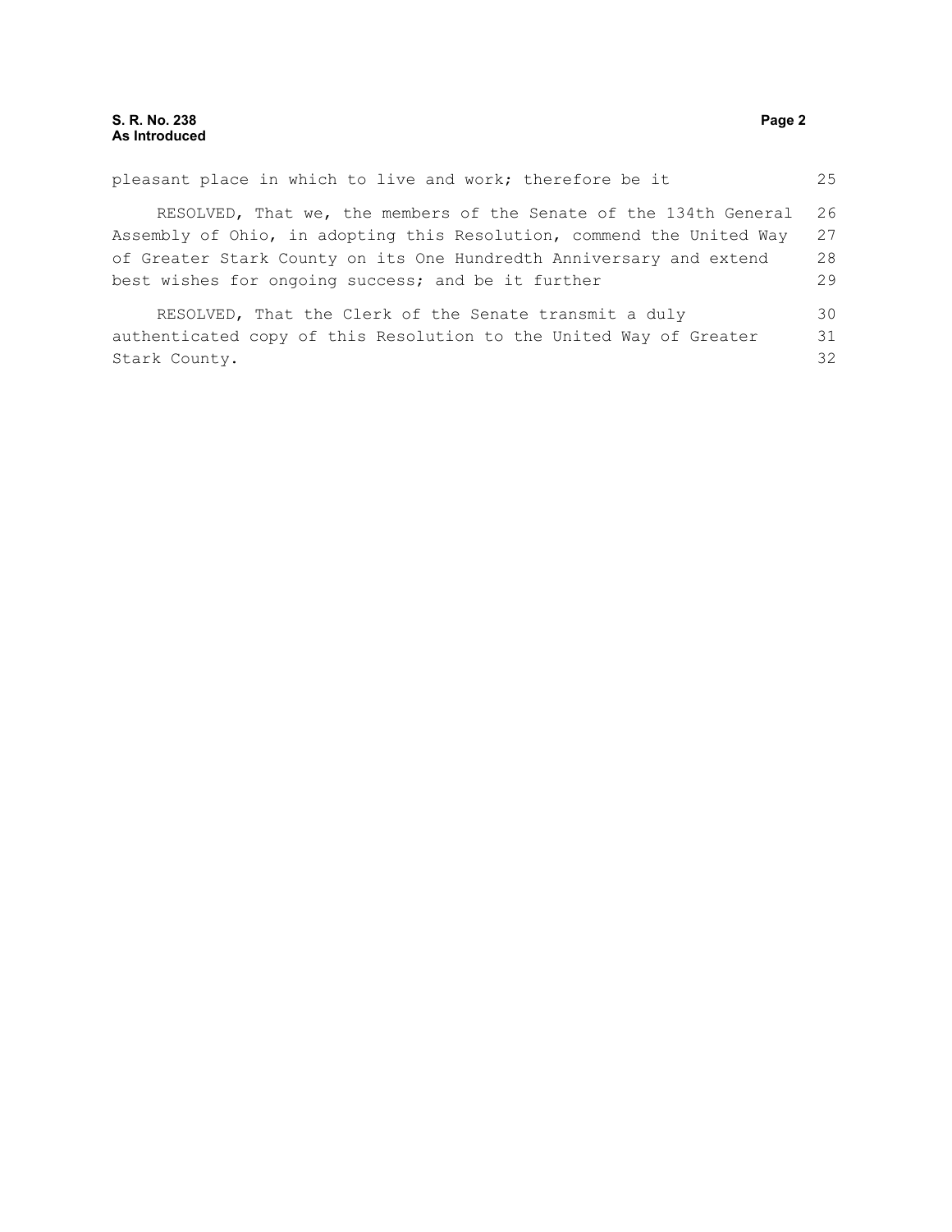pleasant place in which to live and work; therefore be it

RESOLVED, That we, the members of the Senate of the 134th General Assembly of Ohio, in adopting this Resolution, commend the United Way of Greater Stark County on its One Hundredth Anniversary and extend best wishes for ongoing success; and be it further

RESOLVED, That the Clerk of the Senate transmit a duly authenticated copy of this Resolution to the United Way of Greater Stark County.